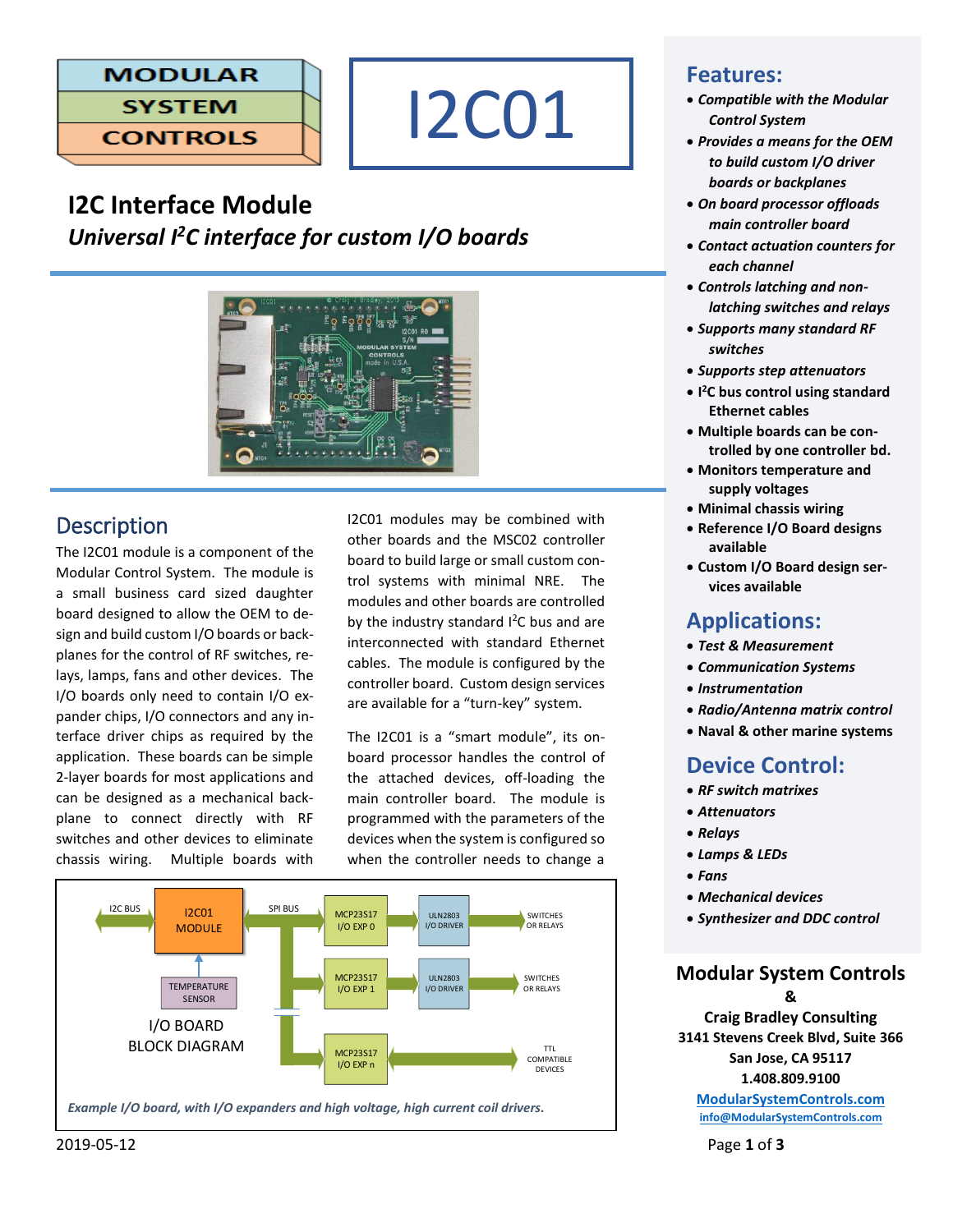MODULAR SYSTEM CONTROLS

# I2C01

## I2C Interface Module

*Universal $I^2C$ interface for custom I/O boards*

## Description

The I2C01 module is a component of the Modular Control System. The module is a small business card sized daughter board designed to allow the OEM to design and build custom I/O boards or backplanes for the control of RF switches, relays, lamps, fans and other devices. The I/O boards only need to contain I/O expander chips, I/O connectors and any interface driver chips as required by the application. These boards can be simple 2-layer boards for most applications and can be designed as a mechanical backplane to connect directly with RF switches and other devices to eliminate chassis wiring. Multiple boards with I2C01 modules may be combined with other boards and the MSC02 controller board to build large or small custom control systems with minimal NRE. The modules and other boards are controlled by the industry standard $I^2C$ bus and are interconnected with standard Ethernet cables. The module is configured by the controller board. Custom design services are available for a "turn-key" system.

The I2C01 is a "smart module", its on-board processor handles the control of the attached devices, off-loading the main controller board. The module is programmed with the parameters of the devices when the system is configured so when the controller needs to change a

I2C BUS — I2C01 MODULE — SPI BUS — MCP23S17 I/O EXP 0 — ULN2803 I/O DRIVER — SWITCHES OR RELAYS

MCP23S17 I/O EXP 1 — ULN2803 I/O DRIVER — SWITCHES OR RELAYS

MCP23S17 I/O EXP n — TTL COMPATIBLE DEVICES

TEMPERATURE SENSOR

I/O BOARD BLOCK DIAGRAM

*Example I/O board, with I/O expanders and high voltage, high current coil drivers.*

2019-05-12

## Features:

- *Compatible with the Modular Control System*
- *Provides a means for the OEM to build custom I/O driver boards or backplanes*
- *On board processor offloads main controller board*
- *Contact actuation counters for each channel*
- *Controls latching and non-latching switches and relays*
- *Supports many standard RF switches*
- *Supports step attenuators*
- **$I^2C$ bus control using standard Ethernet cables**
- **Multiple boards can be controlled by one controller bd.**
- **Monitors temperature and supply voltages**
- **Minimal chassis wiring**
- **Reference I/O Board designs available**
- **Custom I/O Board design services available**

## Applications:

- *Test & Measurement*
- *Communication Systems*
- *Instrumentation*
- *Radio/Antenna matrix control*
- **Naval & other marine systems**

## Device Control:

- *RF switch matrixes*
- *Attenuators*
- *Relays*
- *Lamps & LEDs*
- *Fans*
- *Mechanical devices*
- *Synthesizer and DDC control*

**Modular System Controls**
**&**
**Craig Bradley Consulting**
**3141 Stevens Creek Blvd, Suite 366**
**San Jose, CA 95117**
**1.408.809.9100**
**ModularSystemControls.com**
**info@ModularSystemControls.com**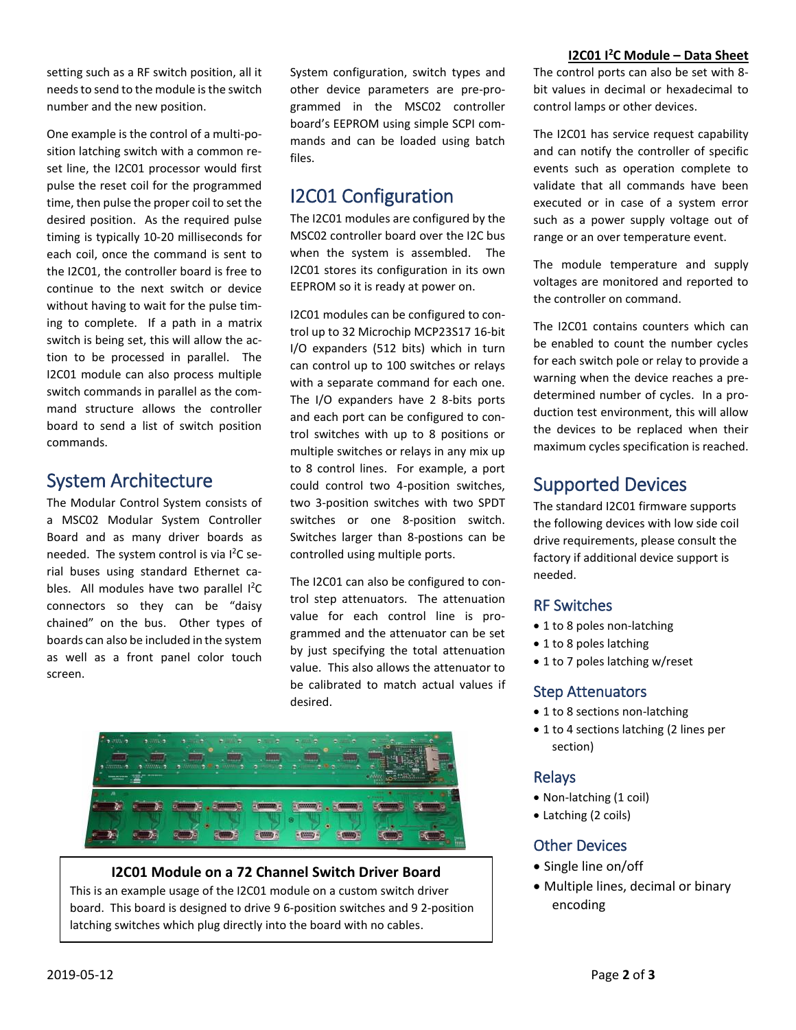setting such as a RF switch position, all it needs to send to the module is the switch number and the new position.

One example is the control of a multi-position latching switch with a common reset line, the I2C01 processor would first pulse the reset coil for the programmed time, then pulse the proper coil to set the desired position. As the required pulse timing is typically 10-20 milliseconds for each coil, once the command is sent to the I2C01, the controller board is free to continue to the next switch or device without having to wait for the pulse timing to complete. If a path in a matrix switch is being set, this will allow the action to be processed in parallel. The I2C01 module can also process multiple switch commands in parallel as the command structure allows the controller board to send a list of switch position commands.

## System Architecture

The Modular Control System consists of a MSC02 Modular System Controller Board and as many driver boards as needed. The system control is via I$^2$C serial buses using standard Ethernet cables. All modules have two parallel I$^2$C connectors so they can be "daisy chained" on the bus. Other types of boards can also be included in the system as well as a front panel color touch screen.

System configuration, switch types and other device parameters are pre-programmed in the MSC02 controller board's EEPROM using simple SCPI commands and can be loaded using batch files.

## I2C01 Configuration

The I2C01 modules are configured by the MSC02 controller board over the I2C bus when the system is assembled. The I2C01 stores its configuration in its own EEPROM so it is ready at power on.

I2C01 modules can be configured to control up to 32 Microchip MCP23S17 16-bit I/O expanders (512 bits) which in turn can control up to 100 switches or relays with a separate command for each one. The I/O expanders have 2 8-bits ports and each port can be configured to control switches with up to 8 positions or multiple switches or relays in any mix up to 8 control lines. For example, a port could control two 4-position switches, two 3-position switches with two SPDT switches or one 8-position switch. Switches larger than 8-postions can be controlled using multiple ports.

The I2C01 can also be configured to control step attenuators. The attenuation value for each control line is programmed and the attenuator can be set by just specifying the total attenuation value. This also allows the attenuator to be calibrated to match actual values if desired.

**I2C01 Module on a 72 Channel Switch Driver Board**

This is an example usage of the I2C01 module on a custom switch driver board. This board is designed to drive 9 6-position switches and 9 2-position latching switches which plug directly into the board with no cables.

The control ports can also be set with 8-bit values in decimal or hexadecimal to control lamps or other devices.

The I2C01 has service request capability and can notify the controller of specific events such as operation complete to validate that all commands have been executed or in case of a system error such as a power supply voltage out of range or an over temperature event.

The module temperature and supply voltages are monitored and reported to the controller on command.

The I2C01 contains counters which can be enabled to count the number cycles for each switch pole or relay to provide a warning when the device reaches a pre-determined number of cycles. In a production test environment, this will allow the devices to be replaced when their maximum cycles specification is reached.

## Supported Devices

The standard I2C01 firmware supports the following devices with low side coil drive requirements, please consult the factory if additional device support is needed.

### RF Switches

- 1 to 8 poles non-latching
- 1 to 8 poles latching
- 1 to 7 poles latching w/reset

### Step Attenuators

- 1 to 8 sections non-latching
- 1 to 4 sections latching (2 lines per section)

### Relays

- Non-latching (1 coil)
- Latching (2 coils)

### Other Devices

- Single line on/off
- Multiple lines, decimal or binary encoding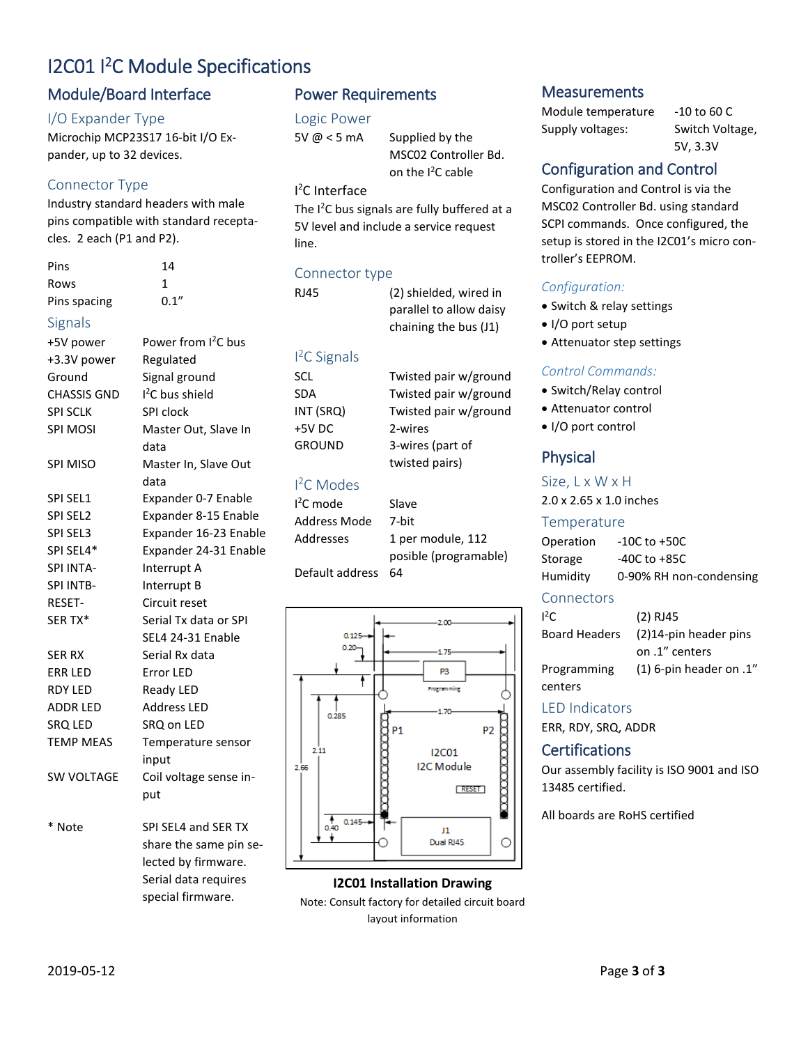# I2C01 I²C Module Specifications

## Module/Board Interface

### I/O Expander Type

Microchip MCP23S17 16-bit I/O Expander, up to 32 devices.

### Connector Type

Industry standard headers with male pins compatible with standard receptacles. 2 each (P1 and P2).

| | |
|---|---|
| Pins | 14 |
| Rows | 1 |
| Pins spacing | 0.1" |

### Signals

| | |
|---|---|
| +5V power | Power from I²C bus |
| +3.3V power | Regulated |
| Ground | Signal ground |
| CHASSIS GND | I²C bus shield |
| SPI SCLK | SPI clock |
| SPI MOSI | Master Out, Slave In data |
| SPI MISO | Master In, Slave Out data |
| SPI SEL1 | Expander 0-7 Enable |
| SPI SEL2 | Expander 8-15 Enable |
| SPI SEL3 | Expander 16-23 Enable |
| SPI SEL4* | Expander 24-31 Enable |
| SPI INTA- | Interrupt A |
| SPI INTB- | Interrupt B |
| RESET- | Circuit reset |
| SER TX* | Serial Tx data or SPI SEL4 24-31 Enable |
| SER RX | Serial Rx data |
| ERR LED | Error LED |
| RDY LED | Ready LED |
| ADDR LED | Address LED |
| SRQ LED | SRQ on LED |
| TEMP MEAS | Temperature sensor input |
| SW VOLTAGE | Coil voltage sense input |

\* Note: SPI SEL4 and SER TX share the same pin selected by firmware. Serial data requires special firmware.

## Power Requirements

### Logic Power

| | |
|---|---|
| 5V @ < 5 mA | Supplied by the MSC02 Controller Bd. on the I²C cable |

### I²C Interface

The I²C bus signals are fully buffered at a 5V level and include a service request line.

### Connector type

| | |
|---|---|
| RJ45 | (2) shielded, wired in parallel to allow daisy chaining the bus (J1) |

### I²C Signals

| | |
|---|---|
| SCL | Twisted pair w/ground |
| SDA | Twisted pair w/ground |
| INT (SRQ) | Twisted pair w/ground |
| +5V DC | 2-wires |
| GROUND | 3-wires (part of twisted pairs) |

### I²C Modes

| | |
|---|---|
| I²C mode | Slave |
| Address Mode | 7-bit |
| Addresses | 1 per module, 112 posible (programable) |
| Default address | 64 |

2.00
0.125
0.20
1.75
P3
Programming
0.285
1.70
P1
P2
2.11
2.66
I2C01
I2C Module
RESET
0.145
0.40
J1
Dual RJ45

**I2C01 Installation Drawing**

Note: Consult factory for detailed circuit board layout information

## Measurements

| | |
|---|---|
| Module temperature | -10 to 60 C |
| Supply voltages: | Switch Voltage, 5V, 3.3V |

## Configuration and Control

Configuration and Control is via the MSC02 Controller Bd. using standard SCPI commands. Once configured, the setup is stored in the I2C01's micro controller's EEPROM.

### *Configuration:*

- Switch & relay settings
- I/O port setup
- Attenuator step settings

### *Control Commands:*

- Switch/Relay control
- Attenuator control
- I/O port control

## Physical

### Size, L x W x H

2.0 x 2.65 x 1.0 inches

### Temperature

| | |
|---|---|
| Operation | -10C to +50C |
| Storage | -40C to +85C |
| Humidity | 0-90% RH non-condensing |

### Connectors

| | |
|---|---|
| I²C | (2) RJ45 |
| Board Headers | (2)14-pin header pins on .1" centers |
| Programming centers | (1) 6-pin header on .1" |

### LED Indicators

ERR, RDY, SRQ, ADDR

## Certifications

Our assembly facility is ISO 9001 and ISO 13485 certified.

All boards are RoHS certified

2019-05-12